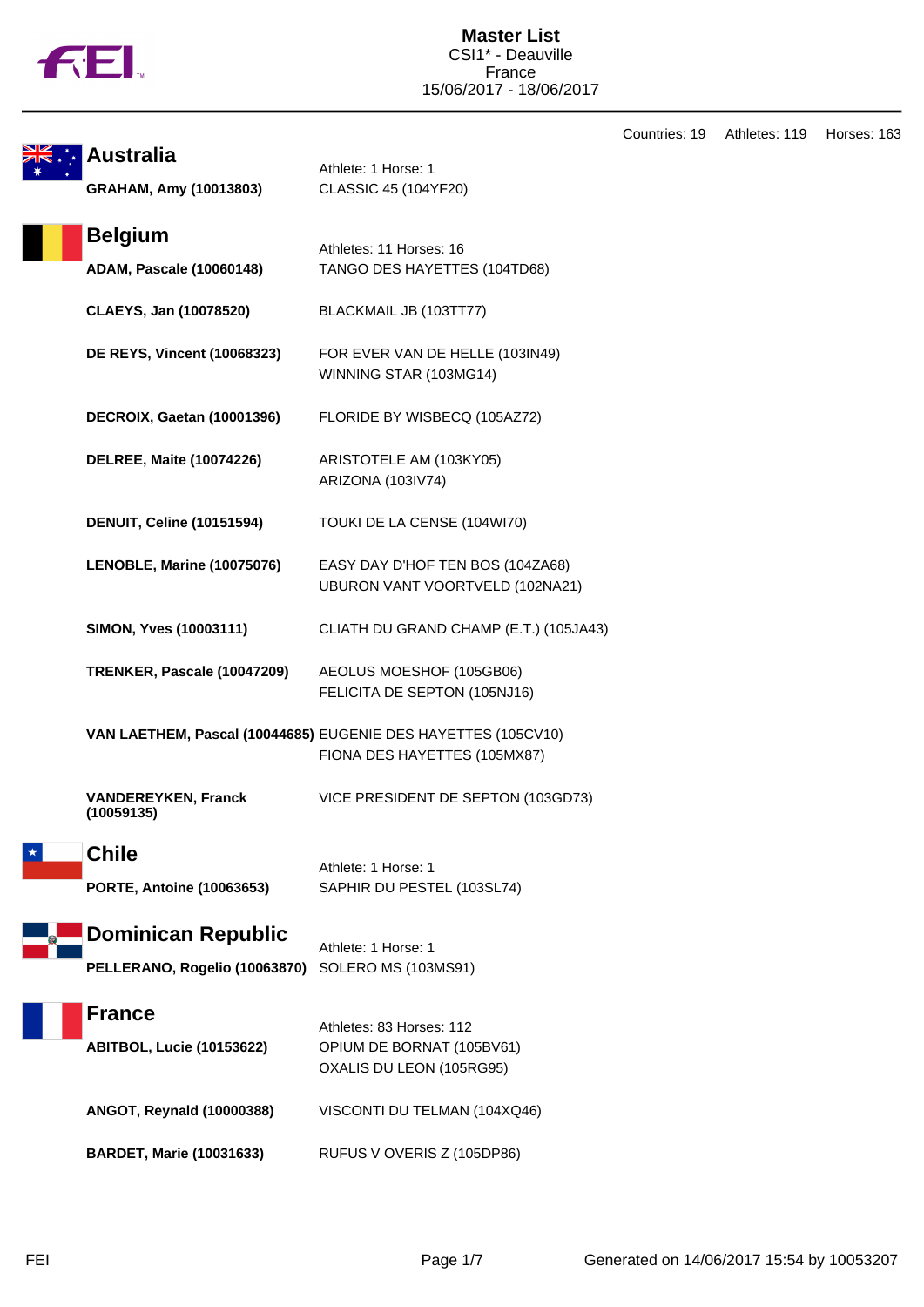# Master List

CSI1* - Deauville
France
15/06/2017 - 18/06/2017

Countries: 19 Athletes: 119 Horses: 163

## Australia

Athlete: 1 Horse: 1

| Athlete | Horse |
| --- | --- |
| **GRAHAM, Amy (10013803)** | CLASSIC 45 (104YF20) |

## Belgium

Athletes: 11 Horses: 16

| Athlete | Horse |
| --- | --- |
| **ADAM, Pascale (10060148)** | TANGO DES HAYETTES (104TD68) |
| **CLAEYS, Jan (10078520)** | BLACKMAIL JB (103TT77) |
| **DE REYS, Vincent (10068323)** | FOR EVER VAN DE HELLE (103IN49)<br>WINNING STAR (103MG14) |
| **DECROIX, Gaetan (10001396)** | FLORIDE BY WISBECQ (105AZ72) |
| **DELREE, Maite (10074226)** | ARISTOTELE AM (103KY05)<br>ARIZONA (103IV74) |
| **DENUIT, Celine (10151594)** | TOUKI DE LA CENSE (104WI70) |
| **LENOBLE, Marine (10075076)** | EASY DAY D'HOF TEN BOS (104ZA68)<br>UBURON VANT VOORTVELD (102NA21) |
| **SIMON, Yves (10003111)** | CLIATH DU GRAND CHAMP (E.T.) (105JA43) |
| **TRENKER, Pascale (10047209)** | AEOLUS MOESHOF (105GB06)<br>FELICITA DE SEPTON (105NJ16) |
| **VAN LAETHEM, Pascal (10044685)** | EUGENIE DES HAYETTES (105CV10)<br>FIONA DES HAYETTES (105MX87) |
| **VANDEREYKEN, Franck (10059135)** | VICE PRESIDENT DE SEPTON (103GD73) |

## Chile

Athlete: 1 Horse: 1

| Athlete | Horse |
| --- | --- |
| **PORTE, Antoine (10063653)** | SAPHIR DU PESTEL (103SL74) |

## Dominican Republic

Athlete: 1 Horse: 1

| Athlete | Horse |
| --- | --- |
| **PELLERANO, Rogelio (10063870)** | SOLERO MS (103MS91) |

## France

Athletes: 83 Horses: 112

| Athlete | Horse |
| --- | --- |
| **ABITBOL, Lucie (10153622)** | OPIUM DE BORNAT (105BV61)<br>OXALIS DU LEON (105RG95) |
| **ANGOT, Reynald (10000388)** | VISCONTI DU TELMAN (104XQ46) |
| **BARDET, Marie (10031633)** | RUFUS V OVERIS Z (105DP86) |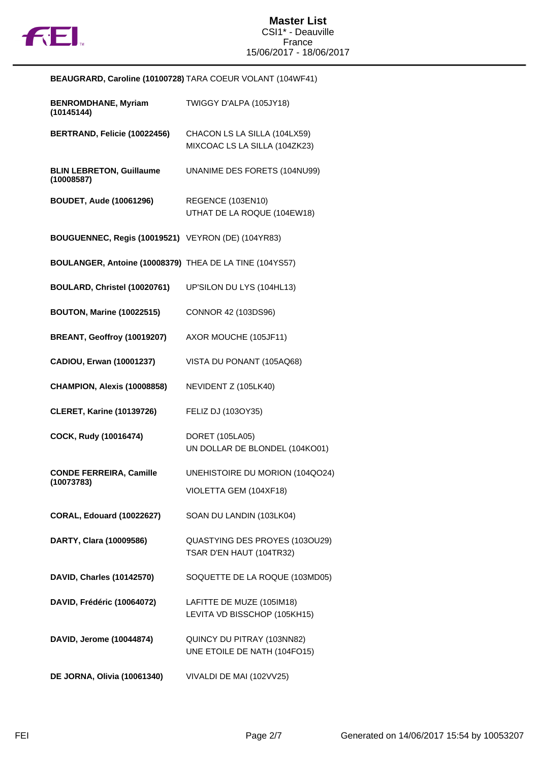| Rider | Horses |
|---|---|
| **BEAUGRARD, Caroline (10100728)** | TARA COEUR VOLANT (104WF41) |
| **BENROMDHANE, Myriam (10145144)** | TWIGGY D'ALPA (105JY18) |
| **BERTRAND, Felicie (10022456)** | CHACON LS LA SILLA (104LX59)<br>MIXCOAC LS LA SILLA (104ZK23) |
| **BLIN LEBRETON, Guillaume (10008587)** | UNANIME DES FORETS (104NU99) |
| **BOUDET, Aude (10061296)** | REGENCE (103EN10)<br>UTHAT DE LA ROQUE (104EW18) |
| **BOUGUENNEC, Regis (10019521)** | VEYRON (DE) (104YR83) |
| **BOULANGER, Antoine (10008379)** | THEA DE LA TINE (104YS57) |
| **BOULARD, Christel (10020761)** | UP'SILON DU LYS (104HL13) |
| **BOUTON, Marine (10022515)** | CONNOR 42 (103DS96) |
| **BREANT, Geoffroy (10019207)** | AXOR MOUCHE (105JF11) |
| **CADIOU, Erwan (10001237)** | VISTA DU PONANT (105AQ68) |
| **CHAMPION, Alexis (10008858)** | NEVIDENT Z (105LK40) |
| **CLERET, Karine (10139726)** | FELIZ DJ (103OY35) |
| **COCK, Rudy (10016474)** | DORET (105LA05)<br>UN DOLLAR DE BLONDEL (104KO01) |
| **CONDE FERREIRA, Camille (10073783)** | UNEHISTOIRE DU MORION (104QO24)<br>VIOLETTA GEM (104XF18) |
| **CORAL, Edouard (10022627)** | SOAN DU LANDIN (103LK04) |
| **DARTY, Clara (10009586)** | QUASTYING DES PROYES (103OU29)<br>TSAR D'EN HAUT (104TR32) |
| **DAVID, Charles (10142570)** | SOQUETTE DE LA ROQUE (103MD05) |
| **DAVID, Frédéric (10064072)** | LAFITTE DE MUZE (105IM18)<br>LEVITA VD BISSCHOP (105KH15) |
| **DAVID, Jerome (10044874)** | QUINCY DU PITRAY (103NN82)<br>UNE ETOILE DE NATH (104FO15) |
| **DE JORNA, Olivia (10061340)** | VIVALDI DE MAI (102VV25) |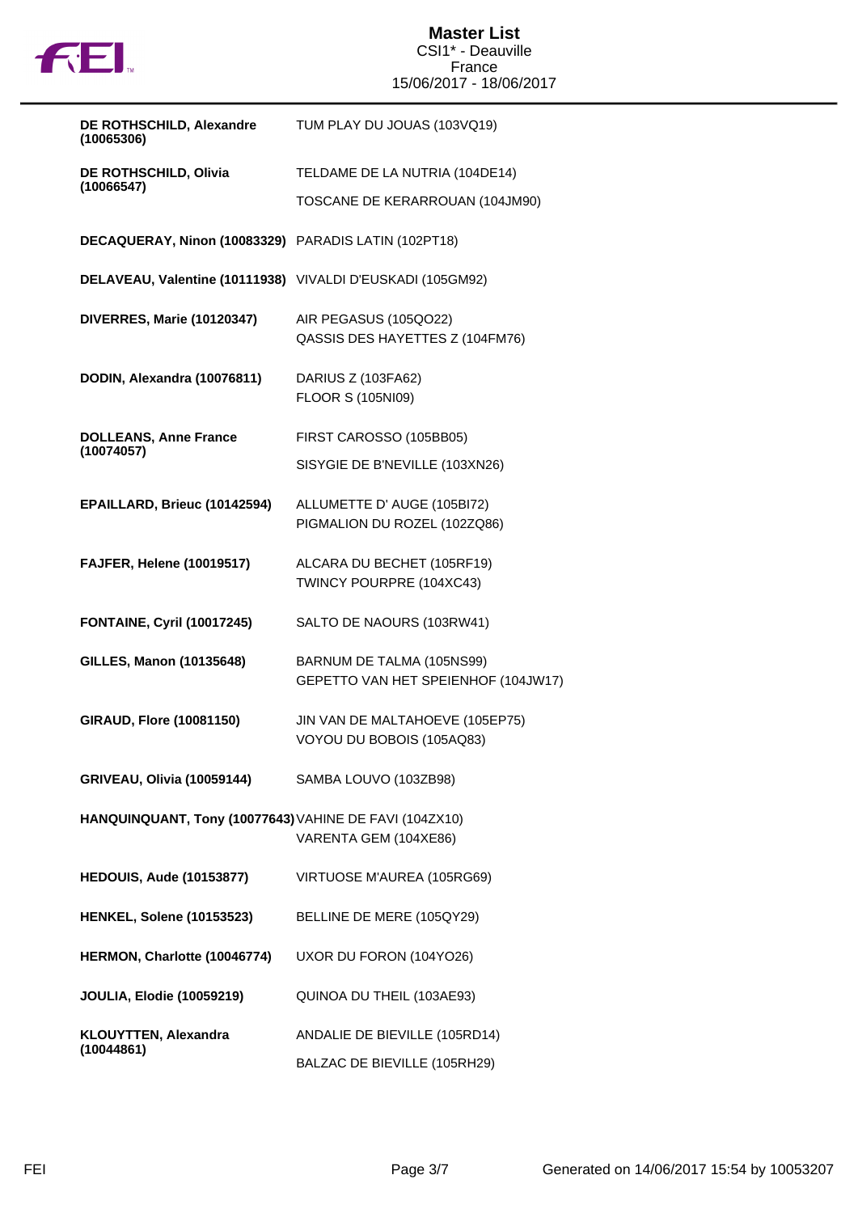| Rider | Horses |
| --- | --- |
| **DE ROTHSCHILD, Alexandre (10065306)** | TUM PLAY DU JOUAS (103VQ19) |
| **DE ROTHSCHILD, Olivia (10066547)** | TELDAME DE LA NUTRIA (104DE14)<br>TOSCANE DE KERARROUAN (104JM90) |
| **DECAQUERAY, Ninon (10083329)** | PARADIS LATIN (102PT18) |
| **DELAVEAU, Valentine (10111938)** | VIVALDI D'EUSKADI (105GM92) |
| **DIVERRES, Marie (10120347)** | AIR PEGASUS (105QO22)<br>QASSIS DES HAYETTES Z (104FM76) |
| **DODIN, Alexandra (10076811)** | DARIUS Z (103FA62)<br>FLOOR S (105NI09) |
| **DOLLEANS, Anne France (10074057)** | FIRST CAROSSO (105BB05)<br>SISYGIE DE B'NEVILLE (103XN26) |
| **EPAILLARD, Brieuc (10142594)** | ALLUMETTE D' AUGE (105BI72)<br>PIGMALION DU ROZEL (102ZQ86) |
| **FAJFER, Helene (10019517)** | ALCARA DU BECHET (105RF19)<br>TWINCY POURPRE (104XC43) |
| **FONTAINE, Cyril (10017245)** | SALTO DE NAOURS (103RW41) |
| **GILLES, Manon (10135648)** | BARNUM DE TALMA (105NS99)<br>GEPETTO VAN HET SPEIENHOF (104JW17) |
| **GIRAUD, Flore (10081150)** | JIN VAN DE MALTAHOEVE (105EP75)<br>VOYOU DU BOBOIS (105AQ83) |
| **GRIVEAU, Olivia (10059144)** | SAMBA LOUVO (103ZB98) |
| **HANQUINQUANT, Tony (10077643)** | VAHINE DE FAVI (104ZX10)<br>VARENTA GEM (104XE86) |
| **HEDOUIS, Aude (10153877)** | VIRTUOSE M'AUREA (105RG69) |
| **HENKEL, Solene (10153523)** | BELLINE DE MERE (105QY29) |
| **HERMON, Charlotte (10046774)** | UXOR DU FORON (104YO26) |
| **JOULIA, Elodie (10059219)** | QUINOA DU THEIL (103AE93) |
| **KLOUYTTEN, Alexandra (10044861)** | ANDALIE DE BIEVILLE (105RD14)<br>BALZAC DE BIEVILLE (105RH29) |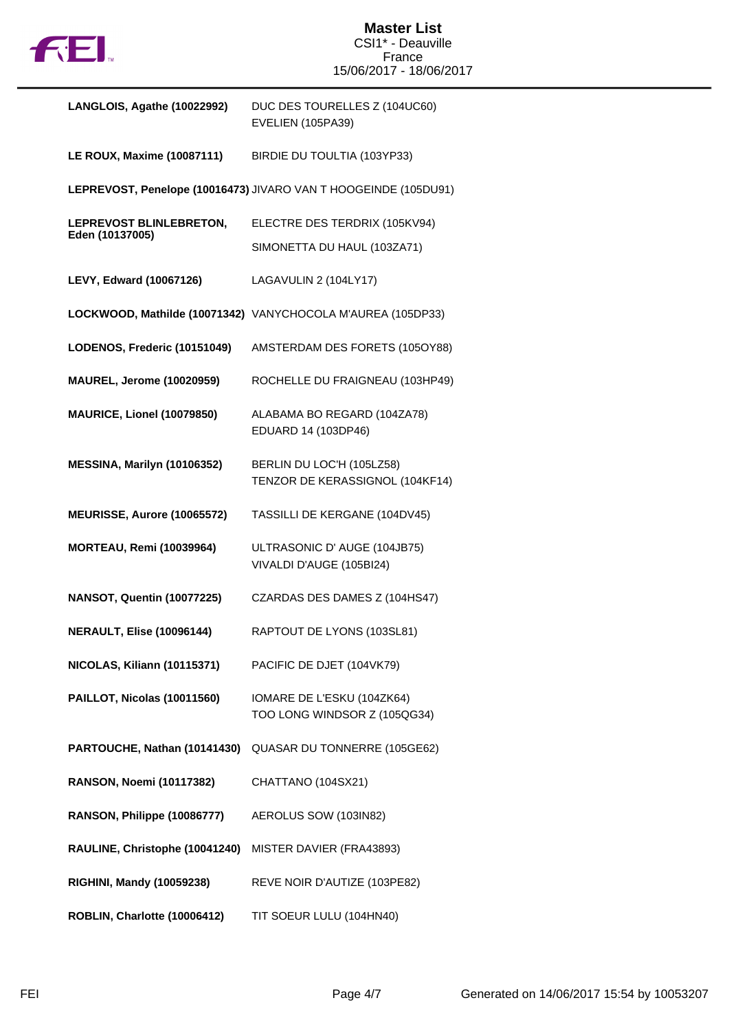**Master List**
CSI1* - Deauville
France
15/06/2017 - 18/06/2017

| Rider | Horse(s) |
|---|---|
| **LANGLOIS, Agathe (10022992)** | DUC DES TOURELLES Z (104UC60)<br>EVELIEN (105PA39) |
| **LE ROUX, Maxime (10087111)** | BIRDIE DU TOULTIA (103YP33) |
| **LEPREVOST, Penelope (10016473)** | JIVARO VAN T HOOGEINDE (105DU91) |
| **LEPREVOST BLINLEBRETON, Eden (10137005)** | ELECTRE DES TERDRIX (105KV94)<br>SIMONETTA DU HAUL (103ZA71) |
| **LEVY, Edward (10067126)** | LAGAVULIN 2 (104LY17) |
| **LOCKWOOD, Mathilde (10071342)** | VANYCHOCOLA M'AUREA (105DP33) |
| **LODENOS, Frederic (10151049)** | AMSTERDAM DES FORETS (105OY88) |
| **MAUREL, Jerome (10020959)** | ROCHELLE DU FRAIGNEAU (103HP49) |
| **MAURICE, Lionel (10079850)** | ALABAMA BO REGARD (104ZA78)<br>EDUARD 14 (103DP46) |
| **MESSINA, Marilyn (10106352)** | BERLIN DU LOC'H (105LZ58)<br>TENZOR DE KERASSIGNOL (104KF14) |
| **MEURISSE, Aurore (10065572)** | TASSILLI DE KERGANE (104DV45) |
| **MORTEAU, Remi (10039964)** | ULTRASONIC D' AUGE (104JB75)<br>VIVALDI D'AUGE (105BI24) |
| **NANSOT, Quentin (10077225)** | CZARDAS DES DAMES Z (104HS47) |
| **NERAULT, Elise (10096144)** | RAPTOUT DE LYONS (103SL81) |
| **NICOLAS, Kiliann (10115371)** | PACIFIC DE DJET (104VK79) |
| **PAILLOT, Nicolas (10011560)** | IOMARE DE L'ESKU (104ZK64)<br>TOO LONG WINDSOR Z (105QG34) |
| **PARTOUCHE, Nathan (10141430)** | QUASAR DU TONNERRE (105GE62) |
| **RANSON, Noemi (10117382)** | CHATTANO (104SX21) |
| **RANSON, Philippe (10086777)** | AEROLUS SOW (103IN82) |
| **RAULINE, Christophe (10041240)** | MISTER DAVIER (FRA43893) |
| **RIGHINI, Mandy (10059238)** | REVE NOIR D'AUTIZE (103PE82) |
| **ROBLIN, Charlotte (10006412)** | TIT SOEUR LULU (104HN40) |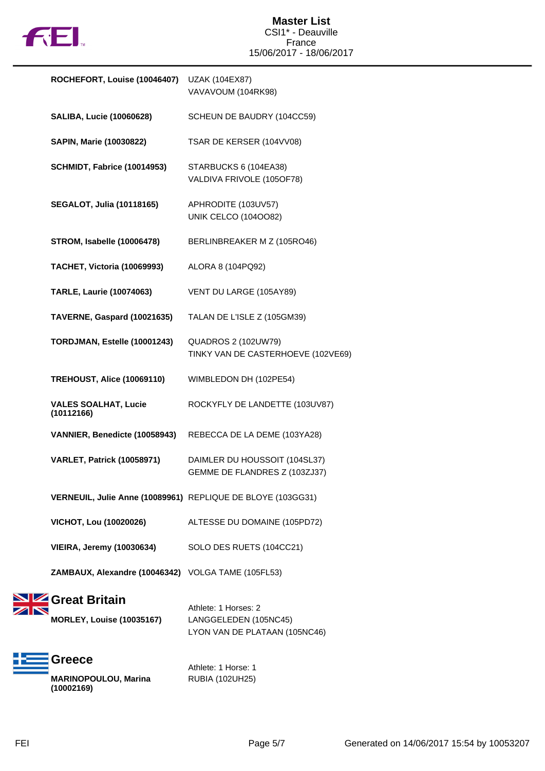| | |
|---|---|
| **ROCHEFORT, Louise (10046407)** | UZAK (104EX87)<br>VAVAVOUM (104RK98) |
| **SALIBA, Lucie (10060628)** | SCHEUN DE BAUDRY (104CC59) |
| **SAPIN, Marie (10030822)** | TSAR DE KERSER (104VV08) |
| **SCHMIDT, Fabrice (10014953)** | STARBUCKS 6 (104EA38)<br>VALDIVA FRIVOLE (105OF78) |
| **SEGALOT, Julia (10118165)** | APHRODITE (103UV57)<br>UNIK CELCO (104OO82) |
| **STROM, Isabelle (10006478)** | BERLINBREAKER M Z (105RO46) |
| **TACHET, Victoria (10069993)** | ALORA 8 (104PQ92) |
| **TARLE, Laurie (10074063)** | VENT DU LARGE (105AY89) |
| **TAVERNE, Gaspard (10021635)** | TALAN DE L'ISLE Z (105GM39) |
| **TORDJMAN, Estelle (10001243)** | QUADROS 2 (102UW79)<br>TINKY VAN DE CASTERHOEVE (102VE69) |
| **TREHOUST, Alice (10069110)** | WIMBLEDON DH (102PE54) |
| **VALES SOALHAT, Lucie (10112166)** | ROCKYFLY DE LANDETTE (103UV87) |
| **VANNIER, Benedicte (10058943)** | REBECCA DE LA DEME (103YA28) |
| **VARLET, Patrick (10058971)** | DAIMLER DU HOUSSOIT (104SL37)<br>GEMME DE FLANDRES Z (103ZJ37) |
| **VERNEUIL, Julie Anne (10089961)** | REPLIQUE DE BLOYE (103GG31) |
| **VICHOT, Lou (10020026)** | ALTESSE DU DOMAINE (105PD72) |
| **VIEIRA, Jeremy (10030634)** | SOLO DES RUETS (104CC21) |
| **ZAMBAUX, Alexandre (10046342)** | VOLGA TAME (105FL53) |

## Great Britain

| | |
|---|---|
| | Athlete: 1 Horses: 2 |
| **MORLEY, Louise (10035167)** | LANGGELEDEN (105NC45)<br>LYON VAN DE PLATAAN (105NC46) |

## Greece

| | |
|---|---|
| | Athlete: 1 Horse: 1 |
| **MARINOPOULOU, Marina (10002169)** | RUBIA (102UH25) |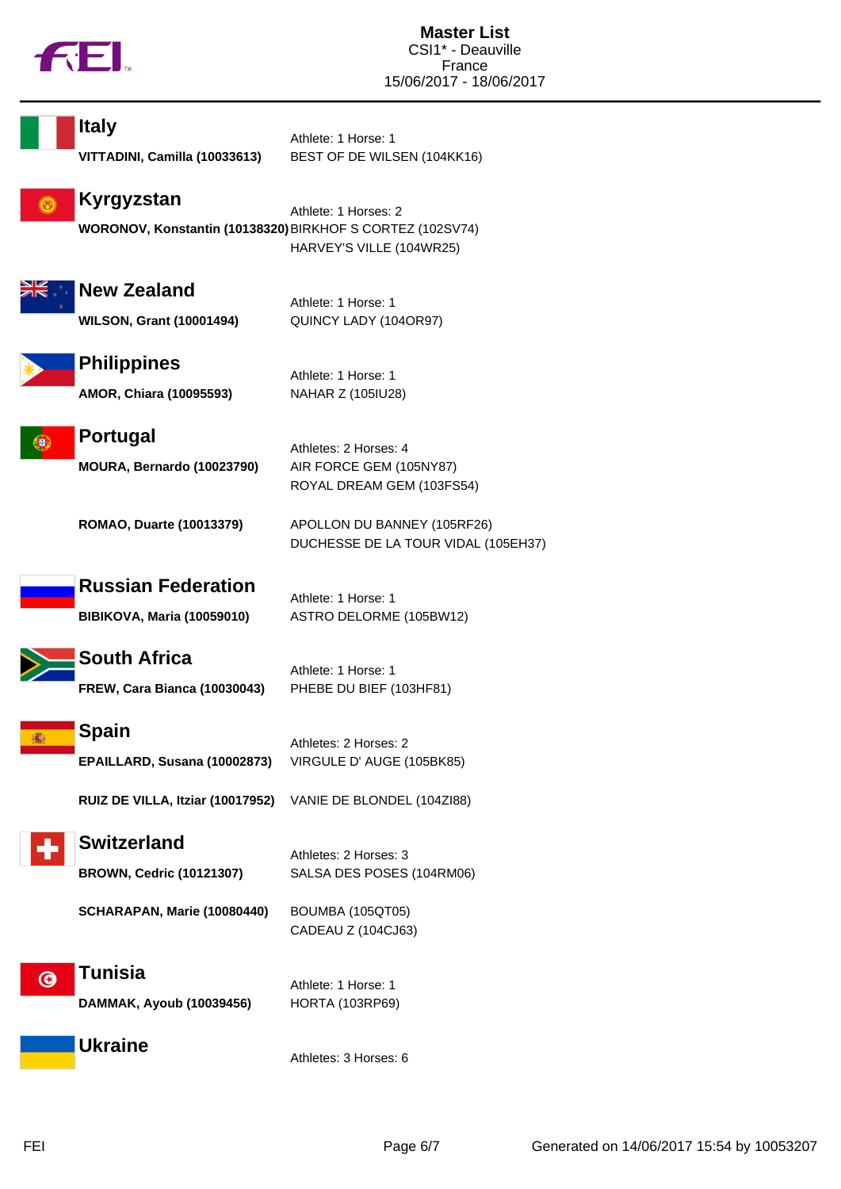## Italy

Athlete: 1 Horse: 1

**VITTADINI, Camilla (10033613)** BEST OF DE WILSEN (104KK16)

## Kyrgyzstan

Athlete: 1 Horses: 2

**WORONOV, Konstantin (10138320)** BIRKHOF S CORTEZ (102SV74)
HARVEY'S VILLE (104WR25)

## New Zealand

Athlete: 1 Horse: 1

**WILSON, Grant (10001494)** QUINCY LADY (104OR97)

## Philippines

Athlete: 1 Horse: 1

**AMOR, Chiara (10095593)** NAHAR Z (105IU28)

## Portugal

Athletes: 2 Horses: 4

**MOURA, Bernardo (10023790)** AIR FORCE GEM (105NY87)
ROYAL DREAM GEM (103FS54)

**ROMAO, Duarte (10013379)** APOLLON DU BANNEY (105RF26)
DUCHESSE DE LA TOUR VIDAL (105EH37)

## Russian Federation

Athlete: 1 Horse: 1

**BIBIKOVA, Maria (10059010)** ASTRO DELORME (105BW12)

## South Africa

Athlete: 1 Horse: 1

**FREW, Cara Bianca (10030043)** PHEBE DU BIEF (103HF81)

## Spain

Athletes: 2 Horses: 2

**EPAILLARD, Susana (10002873)** VIRGULE D' AUGE (105BK85)

**RUIZ DE VILLA, Itziar (10017952)** VANIE DE BLONDEL (104ZI88)

## Switzerland

Athletes: 2 Horses: 3

**BROWN, Cedric (10121307)** SALSA DES POSES (104RM06)

**SCHARAPAN, Marie (10080440)** BOUMBA (105QT05)
CADEAU Z (104CJ63)

## Tunisia

Athlete: 1 Horse: 1

**DAMMAK, Ayoub (10039456)** HORTA (103RP69)

## Ukraine

Athletes: 3 Horses: 6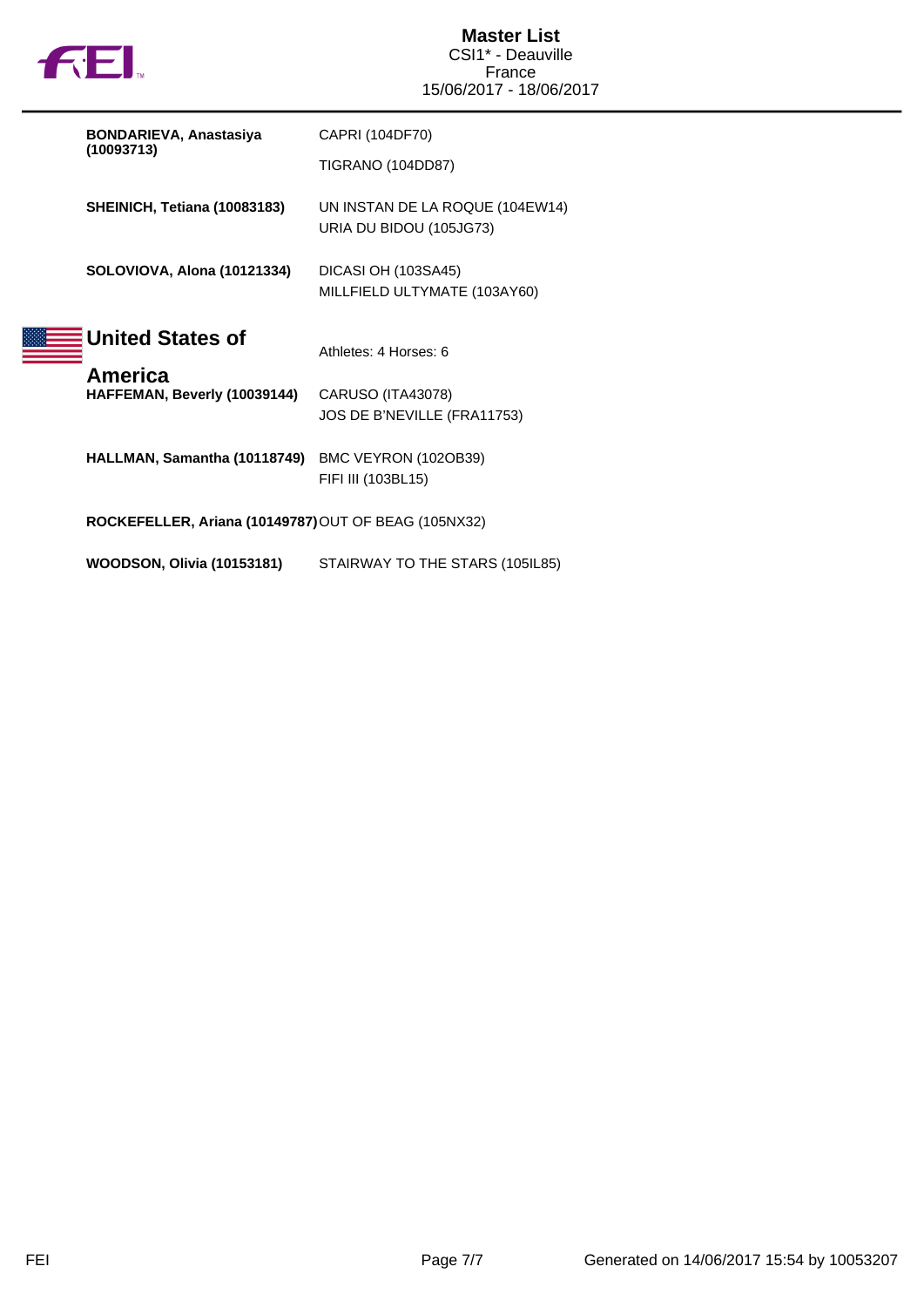# Master List
CSI1* - Deauville
France
15/06/2017 - 18/06/2017

| Athlete | Horses |
|---|---|
| **BONDARIEVA, Anastasiya (10093713)** | CAPRI (104DF70) |
| | TIGRANO (104DD87) |
| **SHEINICH, Tetiana (10083183)** | UN INSTAN DE LA ROQUE (104EW14) |
| | URIA DU BIDOU (105JG73) |
| **SOLOVIOVA, Alona (10121334)** | DICASI OH (103SA45) |
| | MILLFIELD ULTYMATE (103AY60) |

## United States of America

Athletes: 4 Horses: 6

| Athlete | Horses |
|---|---|
| **HAFFEMAN, Beverly (10039144)** | CARUSO (ITA43078) |
| | JOS DE B'NEVILLE (FRA11753) |
| **HALLMAN, Samantha (10118749)** | BMC VEYRON (102OB39) |
| | FIFI III (103BL15) |
| **ROCKEFELLER, Ariana (10149787)** | OUT OF BEAG (105NX32) |
| **WOODSON, Olivia (10153181)** | STAIRWAY TO THE STARS (105IL85) |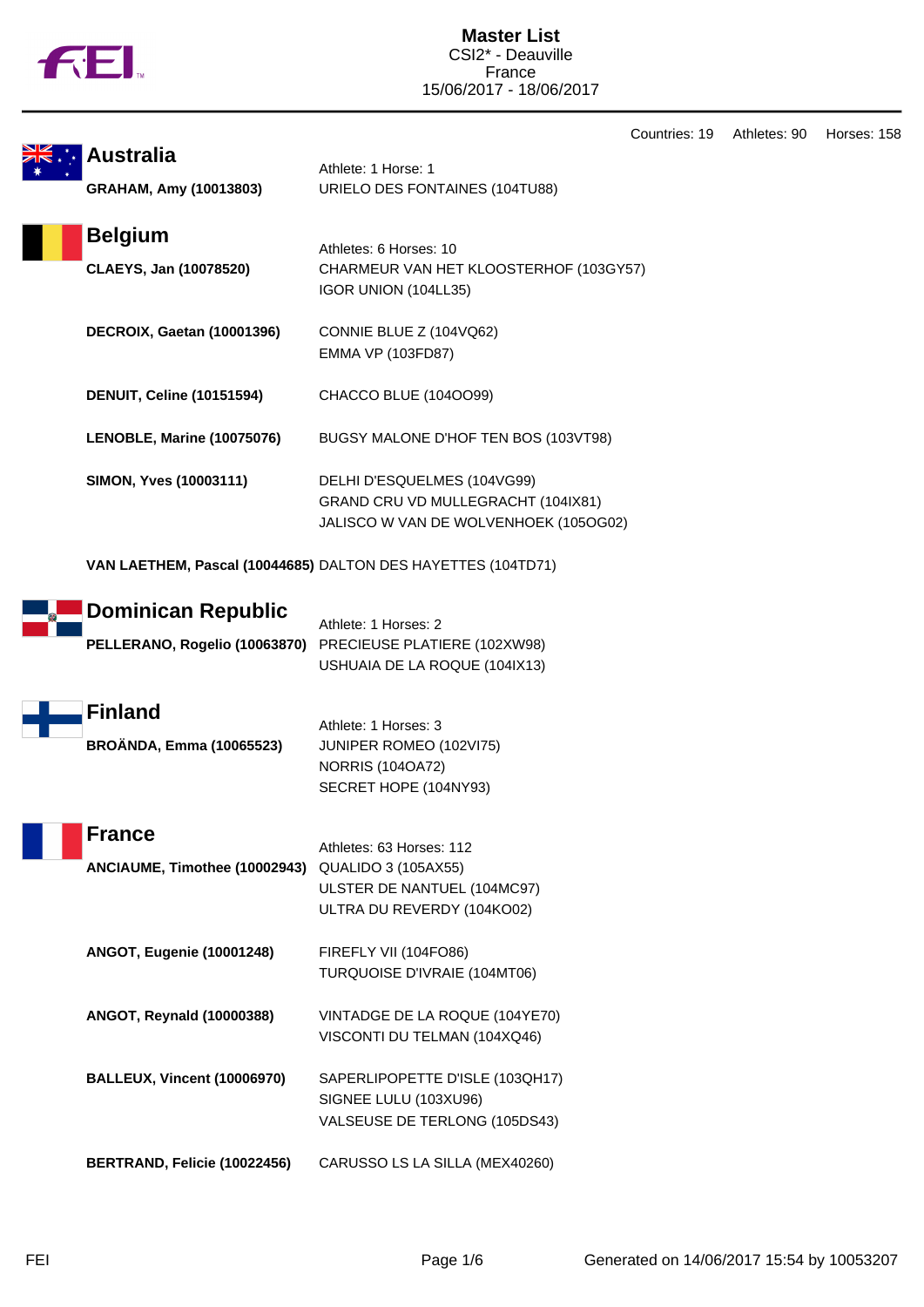# Master List

CSI2* - Deauville
France
15/06/2017 - 18/06/2017

Countries: 19 Athletes: 90 Horses: 158

## Australia

Athlete: 1 Horse: 1

| Athlete | Horses |
|---|---|
| **GRAHAM, Amy (10013803)** | URIELO DES FONTAINES (104TU88) |

## Belgium

Athletes: 6 Horses: 10

| Athlete | Horses |
|---|---|
| **CLAEYS, Jan (10078520)** | CHARMEUR VAN HET KLOOSTERHOF (103GY57)<br>IGOR UNION (104LL35) |
| **DECROIX, Gaetan (10001396)** | CONNIE BLUE Z (104VQ62)<br>EMMA VP (103FD87) |
| **DENUIT, Celine (10151594)** | CHACCO BLUE (104OO99) |
| **LENOBLE, Marine (10075076)** | BUGSY MALONE D'HOF TEN BOS (103VT98) |
| **SIMON, Yves (10003111)** | DELHI D'ESQUELMES (104VG99)<br>GRAND CRU VD MULLEGRACHT (104IX81)<br>JALISCO W VAN DE WOLVENHOEK (105OG02) |
| **VAN LAETHEM, Pascal (10044685)** | DALTON DES HAYETTES (104TD71) |

## Dominican Republic

Athlete: 1 Horses: 2

| Athlete | Horses |
|---|---|
| **PELLERANO, Rogelio (10063870)** | PRECIEUSE PLATIERE (102XW98)<br>USHUAIA DE LA ROQUE (104IX13) |

## Finland

Athlete: 1 Horses: 3

| Athlete | Horses |
|---|---|
| **BROÄNDA, Emma (10065523)** | JUNIPER ROMEO (102VI75)<br>NORRIS (104OA72)<br>SECRET HOPE (104NY93) |

## France

Athletes: 63 Horses: 112

| Athlete | Horses |
|---|---|
| **ANCIAUME, Timothee (10002943)** | QUALIDO 3 (105AX55)<br>ULSTER DE NANTUEL (104MC97)<br>ULTRA DU REVERDY (104KO02) |
| **ANGOT, Eugenie (10001248)** | FIREFLY VII (104FO86)<br>TURQUOISE D'IVRAIE (104MT06) |
| **ANGOT, Reynald (10000388)** | VINTADGE DE LA ROQUE (104YE70)<br>VISCONTI DU TELMAN (104XQ46) |
| **BALLEUX, Vincent (10006970)** | SAPERLIPOPETTE D'ISLE (103QH17)<br>SIGNEE LULU (103XU96)<br>VALSEUSE DE TERLONG (105DS43) |
| **BERTRAND, Felicie (10022456)** | CARUSSO LS LA SILLA (MEX40260) |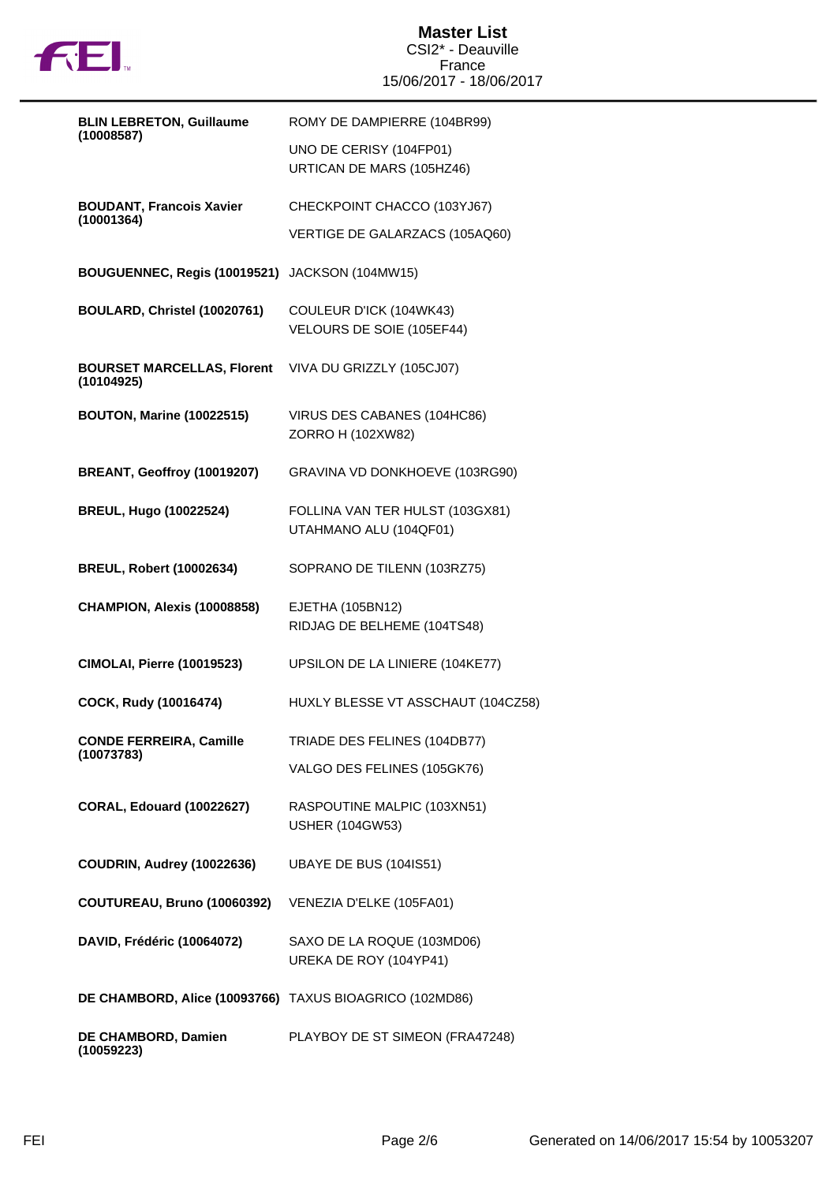| Rider | Horses |
|---|---|
| **BLIN LEBRETON, Guillaume (10008587)** | ROMY DE DAMPIERRE (104BR99)<br>UNO DE CERISY (104FP01)<br>URTICAN DE MARS (105HZ46) |
| **BOUDANT, Francois Xavier (10001364)** | CHECKPOINT CHACCO (103YJ67)<br>VERTIGE DE GALARZACS (105AQ60) |
| **BOUGUENNEC, Regis (10019521)** | JACKSON (104MW15) |
| **BOULARD, Christel (10020761)** | COULEUR D'ICK (104WK43)<br>VELOURS DE SOIE (105EF44) |
| **BOURSET MARCELLAS, Florent (10104925)** | VIVA DU GRIZZLY (105CJ07) |
| **BOUTON, Marine (10022515)** | VIRUS DES CABANES (104HC86)<br>ZORRO H (102XW82) |
| **BREANT, Geoffroy (10019207)** | GRAVINA VD DONKHOEVE (103RG90) |
| **BREUL, Hugo (10022524)** | FOLLINA VAN TER HULST (103GX81)<br>UTAHMANO ALU (104QF01) |
| **BREUL, Robert (10002634)** | SOPRANO DE TILENN (103RZ75) |
| **CHAMPION, Alexis (10008858)** | EJETHA (105BN12)<br>RIDJAG DE BELHEME (104TS48) |
| **CIMOLAI, Pierre (10019523)** | UPSILON DE LA LINIERE (104KE77) |
| **COCK, Rudy (10016474)** | HUXLY BLESSE VT ASSCHAUT (104CZ58) |
| **CONDE FERREIRA, Camille (10073783)** | TRIADE DES FELINES (104DB77)<br>VALGO DES FELINES (105GK76) |
| **CORAL, Edouard (10022627)** | RASPOUTINE MALPIC (103XN51)<br>USHER (104GW53) |
| **COUDRIN, Audrey (10022636)** | UBAYE DE BUS (104IS51) |
| **COUTUREAU, Bruno (10060392)** | VENEZIA D'ELKE (105FA01) |
| **DAVID, Frédéric (10064072)** | SAXO DE LA ROQUE (103MD06)<br>UREKA DE ROY (104YP41) |
| **DE CHAMBORD, Alice (10093766)** | TAXUS BIOAGRICO (102MD86) |
| **DE CHAMBORD, Damien (10059223)** | PLAYBOY DE ST SIMEON (FRA47248) |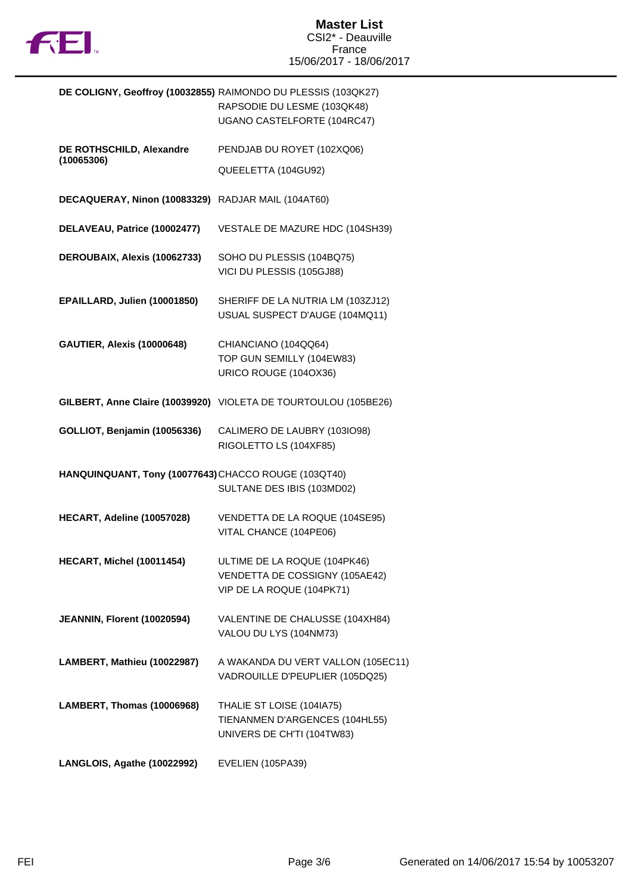# Master List

CSI2* - Deauville
France
15/06/2017 - 18/06/2017

| Rider | Horses |
|---|---|
| **DE COLIGNY, Geoffroy (10032855)** | RAIMONDO DU PLESSIS (103QK27)<br>RAPSODIE DU LESME (103QK48)<br>UGANO CASTELFORTE (104RC47) |
| **DE ROTHSCHILD, Alexandre (10065306)** | PENDJAB DU ROYET (102XQ06)<br>QUEELETTA (104GU92) |
| **DECAQUERAY, Ninon (10083329)** | RADJAR MAIL (104AT60) |
| **DELAVEAU, Patrice (10002477)** | VESTALE DE MAZURE HDC (104SH39) |
| **DEROUBAIX, Alexis (10062733)** | SOHO DU PLESSIS (104BQ75)<br>VICI DU PLESSIS (105GJ88) |
| **EPAILLARD, Julien (10001850)** | SHERIFF DE LA NUTRIA LM (103ZJ12)<br>USUAL SUSPECT D'AUGE (104MQ11) |
| **GAUTIER, Alexis (10000648)** | CHIANCIANO (104QQ64)<br>TOP GUN SEMILLY (104EW83)<br>URICO ROUGE (104OX36) |
| **GILBERT, Anne Claire (10039920)** | VIOLETA DE TOURTOULOU (105BE26) |
| **GOLLIOT, Benjamin (10056336)** | CALIMERO DE LAUBRY (103IO98)<br>RIGOLETTO LS (104XF85) |
| **HANQUINQUANT, Tony (10077643)** | CHACCO ROUGE (103QT40)<br>SULTANE DES IBIS (103MD02) |
| **HECART, Adeline (10057028)** | VENDETTA DE LA ROQUE (104SE95)<br>VITAL CHANCE (104PE06) |
| **HECART, Michel (10011454)** | ULTIME DE LA ROQUE (104PK46)<br>VENDETTA DE COSSIGNY (105AE42)<br>VIP DE LA ROQUE (104PK71) |
| **JEANNIN, Florent (10020594)** | VALENTINE DE CHALUSSE (104XH84)<br>VALOU DU LYS (104NM73) |
| **LAMBERT, Mathieu (10022987)** | A WAKANDA DU VERT VALLON (105EC11)<br>VADROUILLE D'PEUPLIER (105DQ25) |
| **LAMBERT, Thomas (10006968)** | THALIE ST LOISE (104IA75)<br>TIENANMEN D'ARGENCES (104HL55)<br>UNIVERS DE CH'TI (104TW83) |
| **LANGLOIS, Agathe (10022992)** | EVELIEN (105PA39) |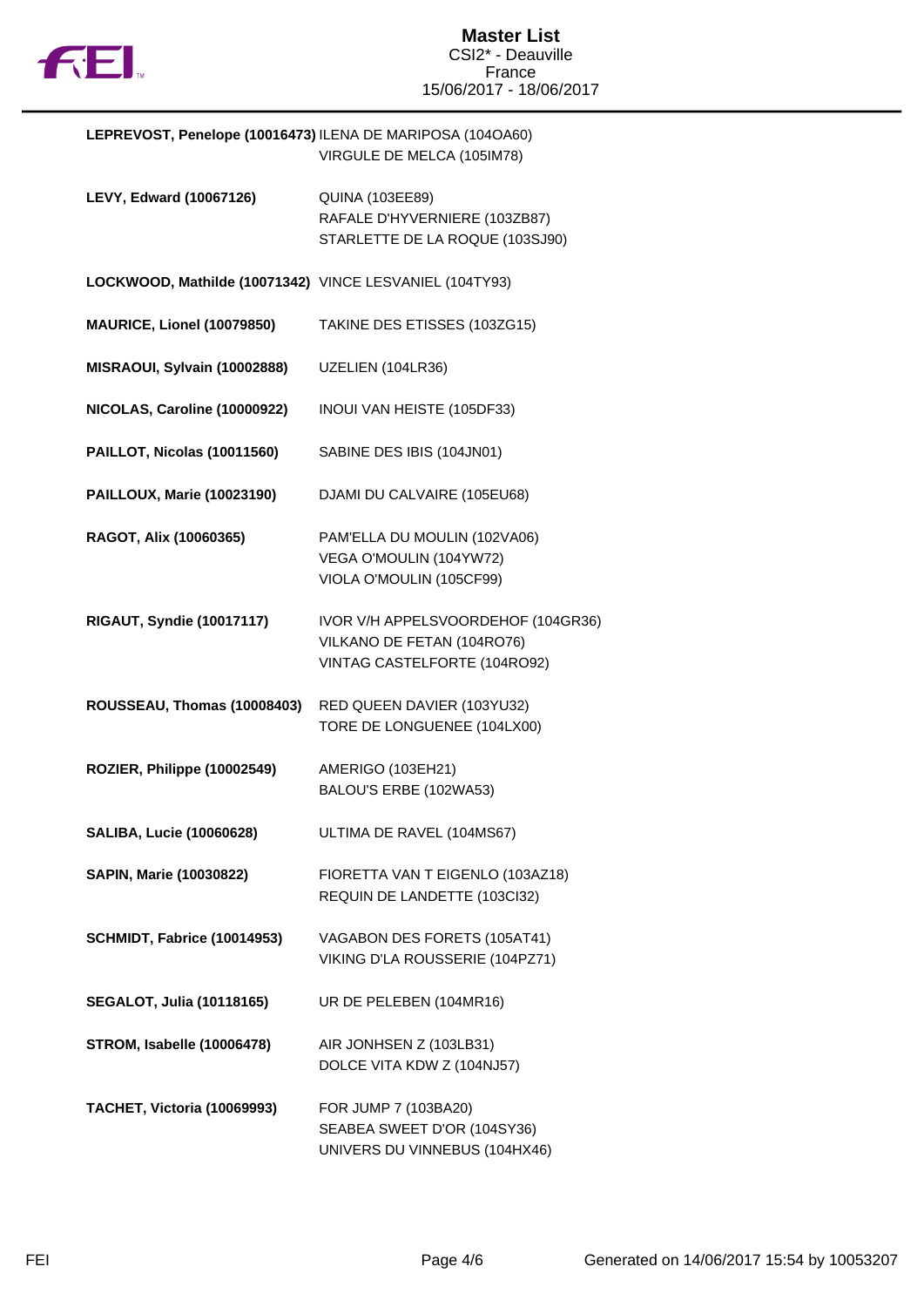| Rider | Horses |
|---|---|
| **LEPREVOST, Penelope (10016473)** | ILENA DE MARIPOSA (104OA60)<br>VIRGULE DE MELCA (105IM78) |
| **LEVY, Edward (10067126)** | QUINA (103EE89)<br>RAFALE D'HYVERNIERE (103ZB87)<br>STARLETTE DE LA ROQUE (103SJ90) |
| **LOCKWOOD, Mathilde (10071342)** | VINCE LESVANIEL (104TY93) |
| **MAURICE, Lionel (10079850)** | TAKINE DES ETISSES (103ZG15) |
| **MISRAOUI, Sylvain (10002888)** | UZELIEN (104LR36) |
| **NICOLAS, Caroline (10000922)** | INOUI VAN HEISTE (105DF33) |
| **PAILLOT, Nicolas (10011560)** | SABINE DES IBIS (104JN01) |
| **PAILLOUX, Marie (10023190)** | DJAMI DU CALVAIRE (105EU68) |
| **RAGOT, Alix (10060365)** | PAM'ELLA DU MOULIN (102VA06)<br>VEGA O'MOULIN (104YW72)<br>VIOLA O'MOULIN (105CF99) |
| **RIGAUT, Syndie (10017117)** | IVOR V/H APPELSVOORDEHOF (104GR36)<br>VILKANO DE FETAN (104RO76)<br>VINTAG CASTELFORTE (104RO92) |
| **ROUSSEAU, Thomas (10008403)** | RED QUEEN DAVIER (103YU32)<br>TORE DE LONGUENEE (104LX00) |
| **ROZIER, Philippe (10002549)** | AMERIGO (103EH21)<br>BALOU'S ERBE (102WA53) |
| **SALIBA, Lucie (10060628)** | ULTIMA DE RAVEL (104MS67) |
| **SAPIN, Marie (10030822)** | FIORETTA VAN T EIGENLO (103AZ18)<br>REQUIN DE LANDETTE (103CI32) |
| **SCHMIDT, Fabrice (10014953)** | VAGABON DES FORETS (105AT41)<br>VIKING D'LA ROUSSERIE (104PZ71) |
| **SEGALOT, Julia (10118165)** | UR DE PELEBEN (104MR16) |
| **STROM, Isabelle (10006478)** | AIR JONHSEN Z (103LB31)<br>DOLCE VITA KDW Z (104NJ57) |
| **TACHET, Victoria (10069993)** | FOR JUMP 7 (103BA20)<br>SEABEA SWEET D'OR (104SY36)<br>UNIVERS DU VINNEBUS (104HX46) |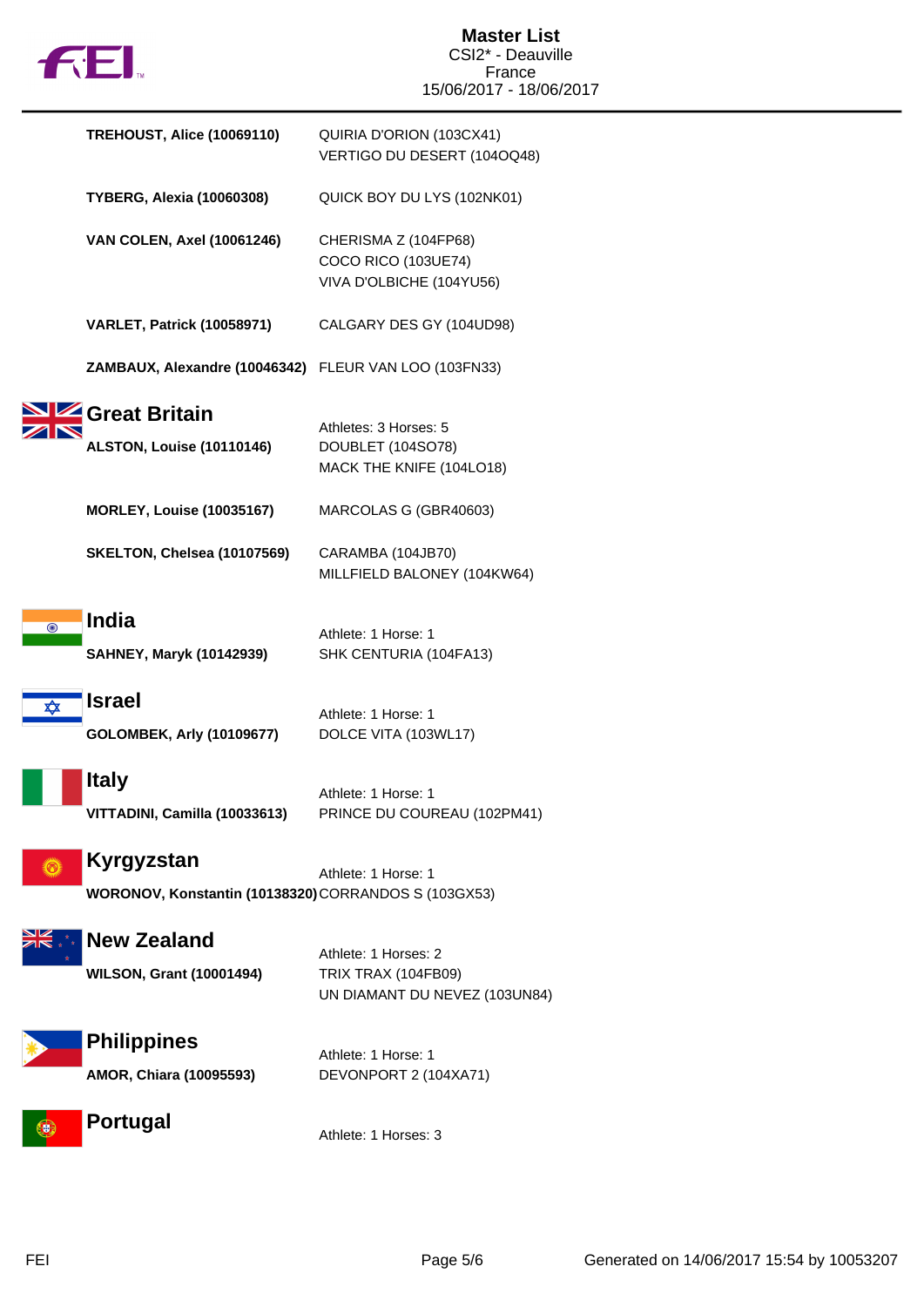| Athlete | Horses |
|---|---|
| **TREHOUST, Alice (10069110)** | QUIRIA D'ORION (103CX41)<br>VERTIGO DU DESERT (104OQ48) |
| **TYBERG, Alexia (10060308)** | QUICK BOY DU LYS (102NK01) |
| **VAN COLEN, Axel (10061246)** | CHERISMA Z (104FP68)<br>COCO RICO (103UE74)<br>VIVA D'OLBICHE (104YU56) |
| **VARLET, Patrick (10058971)** | CALGARY DES GY (104UD98) |
| **ZAMBAUX, Alexandre (10046342)** | FLEUR VAN LOO (103FN33) |

## Great Britain

Athletes: 3 Horses: 5

| Athlete | Horses |
|---|---|
| **ALSTON, Louise (10110146)** | DOUBLET (104SO78)<br>MACK THE KNIFE (104LO18) |
| **MORLEY, Louise (10035167)** | MARCOLAS G (GBR40603) |
| **SKELTON, Chelsea (10107569)** | CARAMBA (104JB70)<br>MILLFIELD BALONEY (104KW64) |

## India

Athlete: 1 Horse: 1

| Athlete | Horses |
|---|---|
| **SAHNEY, Maryk (10142939)** | SHK CENTURIA (104FA13) |

## Israel

Athlete: 1 Horse: 1

| Athlete | Horses |
|---|---|
| **GOLOMBEK, Arly (10109677)** | DOLCE VITA (103WL17) |

## Italy

Athlete: 1 Horse: 1

| Athlete | Horses |
|---|---|
| **VITTADINI, Camilla (10033613)** | PRINCE DU COUREAU (102PM41) |

## Kyrgyzstan

Athlete: 1 Horse: 1

| Athlete | Horses |
|---|---|
| **WORONOV, Konstantin (10138320)** | CORRANDOS S (103GX53) |

## New Zealand

Athlete: 1 Horses: 2

| Athlete | Horses |
|---|---|
| **WILSON, Grant (10001494)** | TRIX TRAX (104FB09)<br>UN DIAMANT DU NEVEZ (103UN84) |

## Philippines

Athlete: 1 Horse: 1

| Athlete | Horses |
|---|---|
| **AMOR, Chiara (10095593)** | DEVONPORT 2 (104XA71) |

## Portugal

Athlete: 1 Horses: 3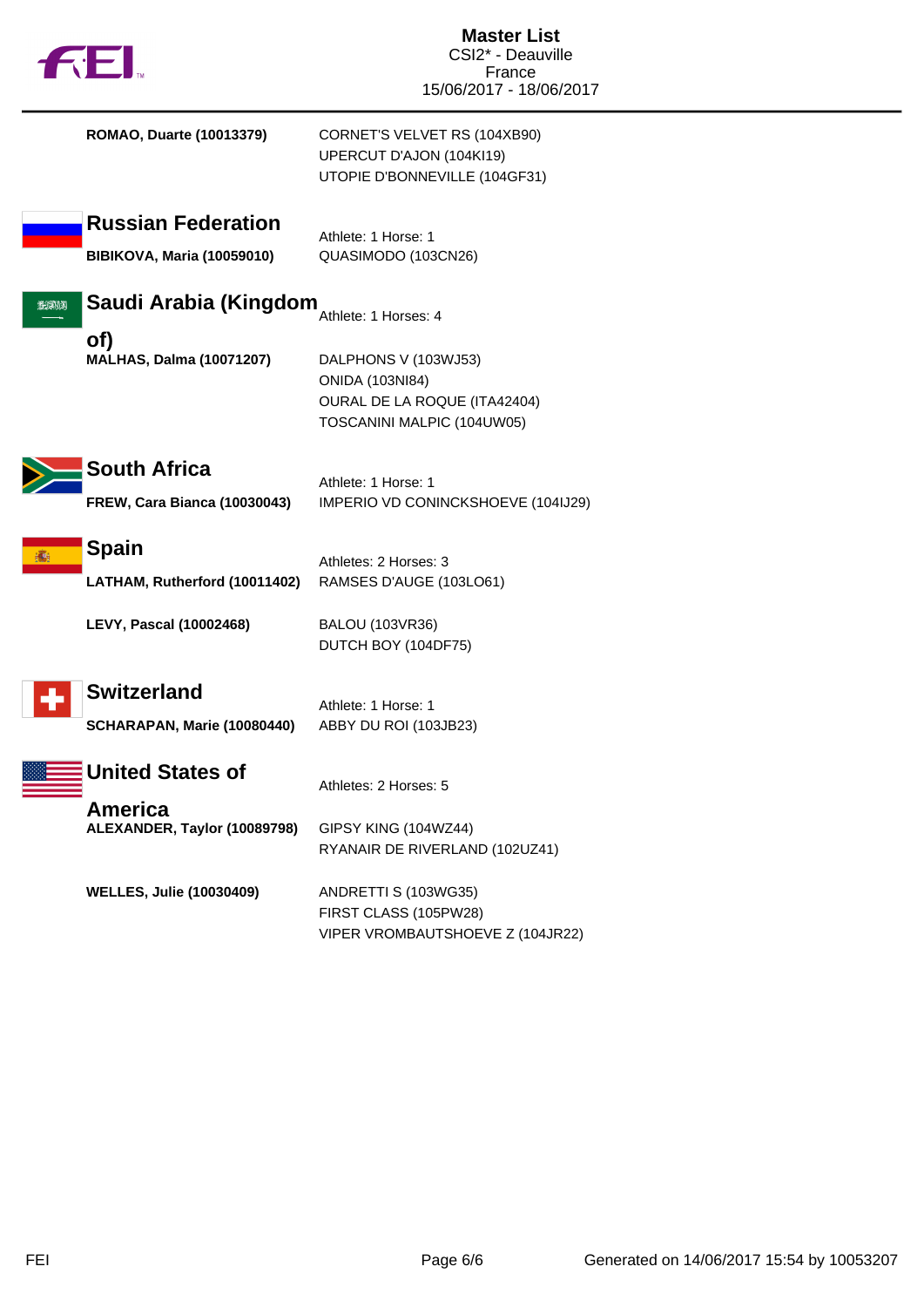| | |
|---|---|
| **ROMAO, Duarte (10013379)** | CORNET'S VELVET RS (104XB90)<br>UPERCUT D'AJON (104KI19)<br>UTOPIE D'BONNEVILLE (104GF31) |

## Russian Federation

Athlete: 1 Horse: 1

| | |
|---|---|
| **BIBIKOVA, Maria (10059010)** | QUASIMODO (103CN26) |

## Saudi Arabia (Kingdom of)

Athlete: 1 Horses: 4

| | |
|---|---|
| **MALHAS, Dalma (10071207)** | DALPHONS V (103WJ53)<br>ONIDA (103NI84)<br>OURAL DE LA ROQUE (ITA42404)<br>TOSCANINI MALPIC (104UW05) |

## South Africa

Athlete: 1 Horse: 1

| | |
|---|---|
| **FREW, Cara Bianca (10030043)** | IMPERIO VD CONINCKSHOEVE (104IJ29) |

## Spain

Athletes: 2 Horses: 3

| | |
|---|---|
| **LATHAM, Rutherford (10011402)** | RAMSES D'AUGE (103LO61) |
| **LEVY, Pascal (10002468)** | BALOU (103VR36)<br>DUTCH BOY (104DF75) |

## Switzerland

Athlete: 1 Horse: 1

| | |
|---|---|
| **SCHARAPAN, Marie (10080440)** | ABBY DU ROI (103JB23) |

## United States of America

Athletes: 2 Horses: 5

| | |
|---|---|
| **ALEXANDER, Taylor (10089798)** | GIPSY KING (104WZ44)<br>RYANAIR DE RIVERLAND (102UZ41) |
| **WELLES, Julie (10030409)** | ANDRETTI S (103WG35)<br>FIRST CLASS (105PW28)<br>VIPER VROMBAUTSHOEVE Z (104JR22) |